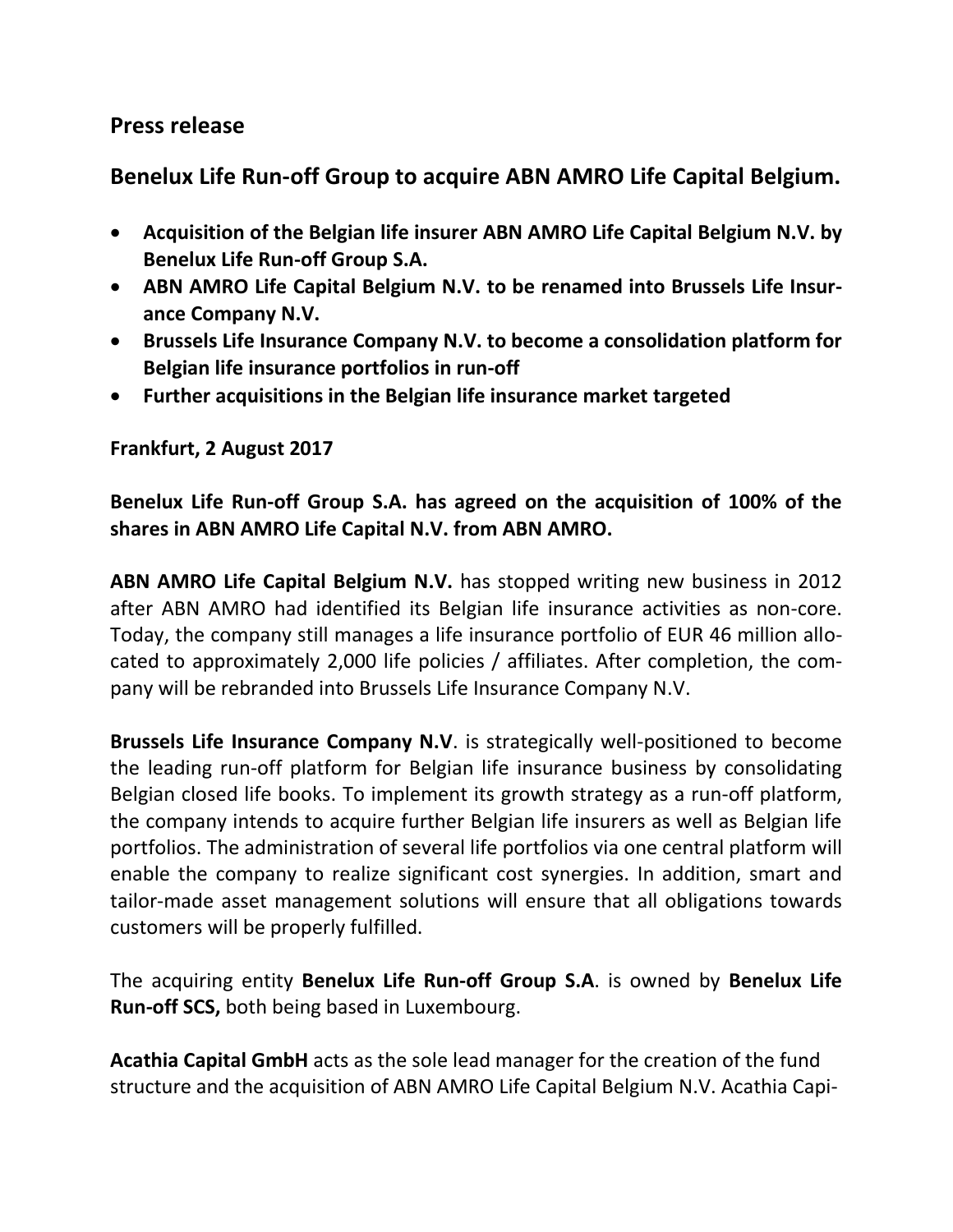## Press release

## Benelux Life Run-off Group to acquire ABN AMRO Life Capital Belgium.

- **Acquisition of the Belgian life insurer ABN AMRO Life Capital Belgium N.V. by Benelux Life Run-off Group S.A.**
- **ABN AMRO Life Capital Belgium N.V. to be renamed into Brussels Life Insurance Company N.V.**
- **Brussels Life Insurance Company N.V. to become a consolidation platform for Belgian life insurance portfolios in run-off**
- **Further acquisitions in the Belgian life insurance market targeted**

**Frankfurt, 2 August 2017**

**Benelux Life Run-off Group S.A. has agreed on the acquisition of 100% of the shares in ABN AMRO Life Capital N.V. from ABN AMRO.**

**ABN AMRO Life Capital Belgium N.V.** has stopped writing new business in 2012 after ABN AMRO had identified its Belgian life insurance activities as non-core. Today, the company still manages a life insurance portfolio of EUR 46 million allocated to approximately 2,000 life policies / affiliates. After completion, the company will be rebranded into Brussels Life Insurance Company N.V.

**Brussels Life Insurance Company N.V**. is strategically well-positioned to become the leading run-off platform for Belgian life insurance business by consolidating Belgian closed life books. To implement its growth strategy as a run-off platform, the company intends to acquire further Belgian life insurers as well as Belgian life portfolios. The administration of several life portfolios via one central platform will enable the company to realize significant cost synergies. In addition, smart and tailor-made asset management solutions will ensure that all obligations towards customers will be properly fulfilled.

The acquiring entity **Benelux Life Run-off Group S.A**. is owned by **Benelux Life Run-off SCS,** both being based in Luxembourg.

**Acathia Capital GmbH** acts as the sole lead manager for the creation of the fund structure and the acquisition of ABN AMRO Life Capital Belgium N.V. Acathia Capi-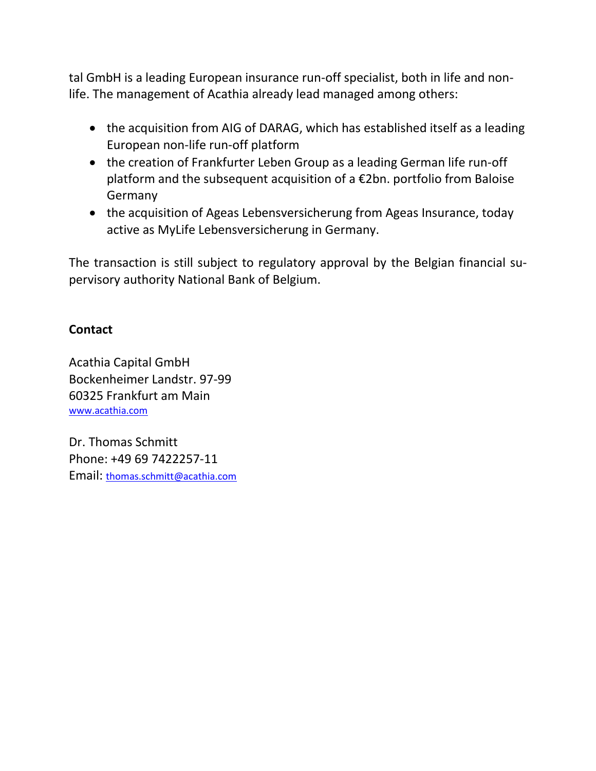tal GmbH is a leading European insurance run-off specialist, both in life and non-life. The management of Acathia already lead managed among others:

- the acquisition from AIG of DARAG, which has established itself as a leading European non-life run-off platform
- the creation of Frankfurter Leben Group as a leading German life run-off platform and the subsequent acquisition of a €2bn. portfolio from Baloise Germany
- the acquisition of Ageas Lebensversicherung from Ageas Insurance, today active as MyLife Lebensversicherung in Germany.

The transaction is still subject to regulatory approval by the Belgian financial supervisory authority National Bank of Belgium.

**Contact**

Acathia Capital GmbH
Bockenheimer Landstr. 97-99
60325 Frankfurt am Main
www.acathia.com

Dr. Thomas Schmitt
Phone: +49 69 7422257-11
Email: thomas.schmitt@acathia.com